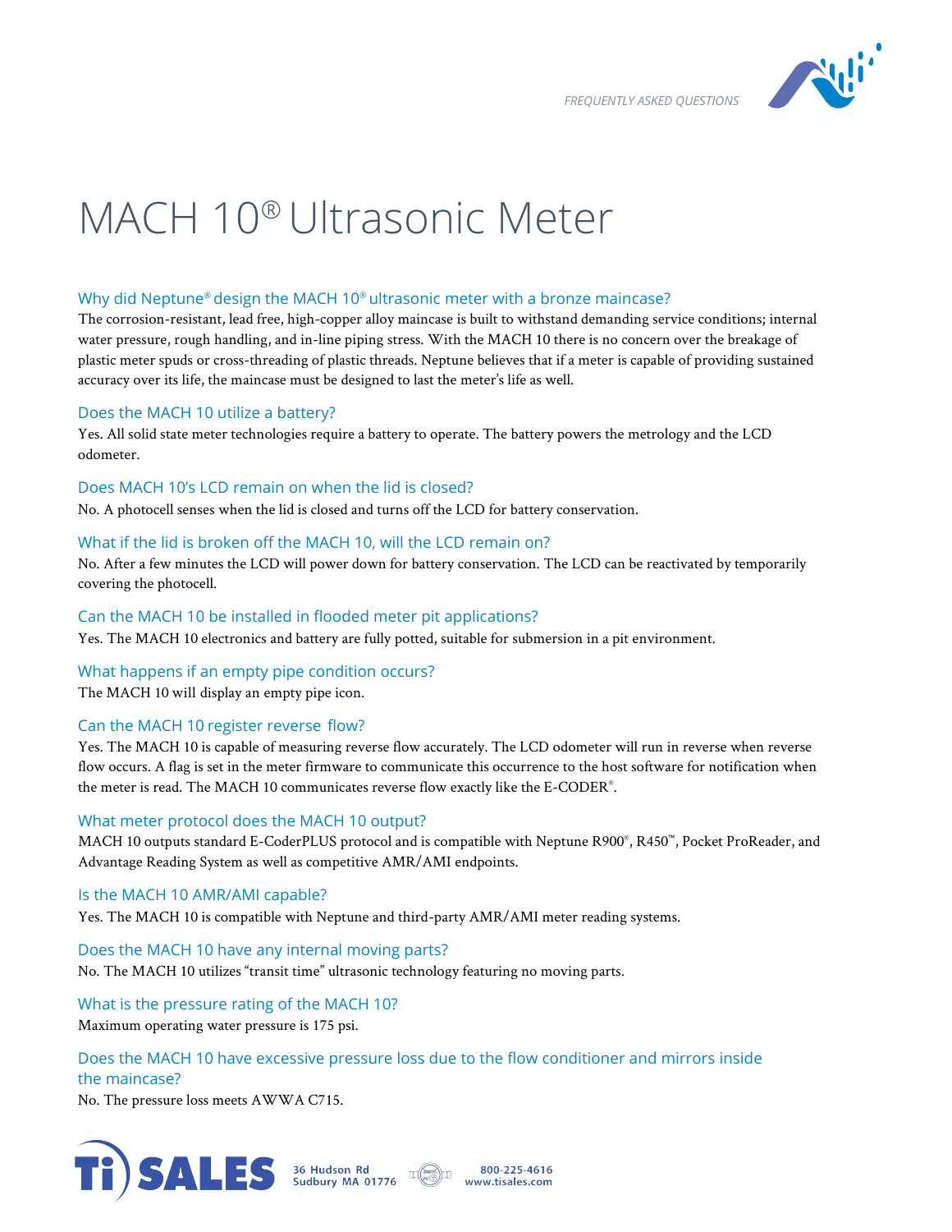# MACH 10® Ultrasonic Meter

### Why did Neptune® design the MACH 10® ultrasonic meter with a bronze maincase?

The corrosion-resistant, lead free, high-copper alloy maincase is built to withstand demanding service conditions; internal water pressure, rough handling, and in-line piping stress. With the MACH 10 there is no concern over the breakage of plastic meter spuds or cross-threading of plastic threads. Neptune believes that if a meter is capable of providing sustained accuracy over its life, the maincase must be designed to last the meter's life as well.

### Does the MACH 10 utilize a battery?

Yes. All solid state meter technologies require a battery to operate. The battery powers the metrology and the LCD odometer.

### Does MACH 10's LCD remain on when the lid is closed?

No. A photocell senses when the lid is closed and turns off the LCD for battery conservation.

### What if the lid is broken off the MACH 10, will the LCD remain on?

No. After a few minutes the LCD will power down for battery conservation. The LCD can be reactivated by temporarily covering the photocell.

### Can the MACH 10 be installed in flooded meter pit applications?

Yes. The MACH 10 electronics and battery are fully potted, suitable for submersion in a pit environment.

### What happens if an empty pipe condition occurs?

The MACH 10 will display an empty pipe icon.

### Can the MACH 10 register reverse flow?

Yes. The MACH 10 is capable of measuring reverse flow accurately. The LCD odometer will run in reverse when reverse flow occurs. A flag is set in the meter firmware to communicate this occurrence to the host software for notification when the meter is read. The MACH 10 communicates reverse flow exactly like the E-CODER®.

### What meter protocol does the MACH 10 output?

MACH 10 outputs standard E-CoderPLUS protocol and is compatible with Neptune R900®, R450™, Pocket ProReader, and Advantage Reading System as well as competitive AMR/AMI endpoints.

### Is the MACH 10 AMR/AMI capable?

Yes. The MACH 10 is compatible with Neptune and third-party AMR/AMI meter reading systems.

### Does the MACH 10 have any internal moving parts?

No. The MACH 10 utilizes "transit time" ultrasonic technology featuring no moving parts.

### What is the pressure rating of the MACH 10?

Maximum operating water pressure is 175 psi.

### Does the MACH 10 have excessive pressure loss due to the flow conditioner and mirrors inside the maincase?

No. The pressure loss meets AWWA C715.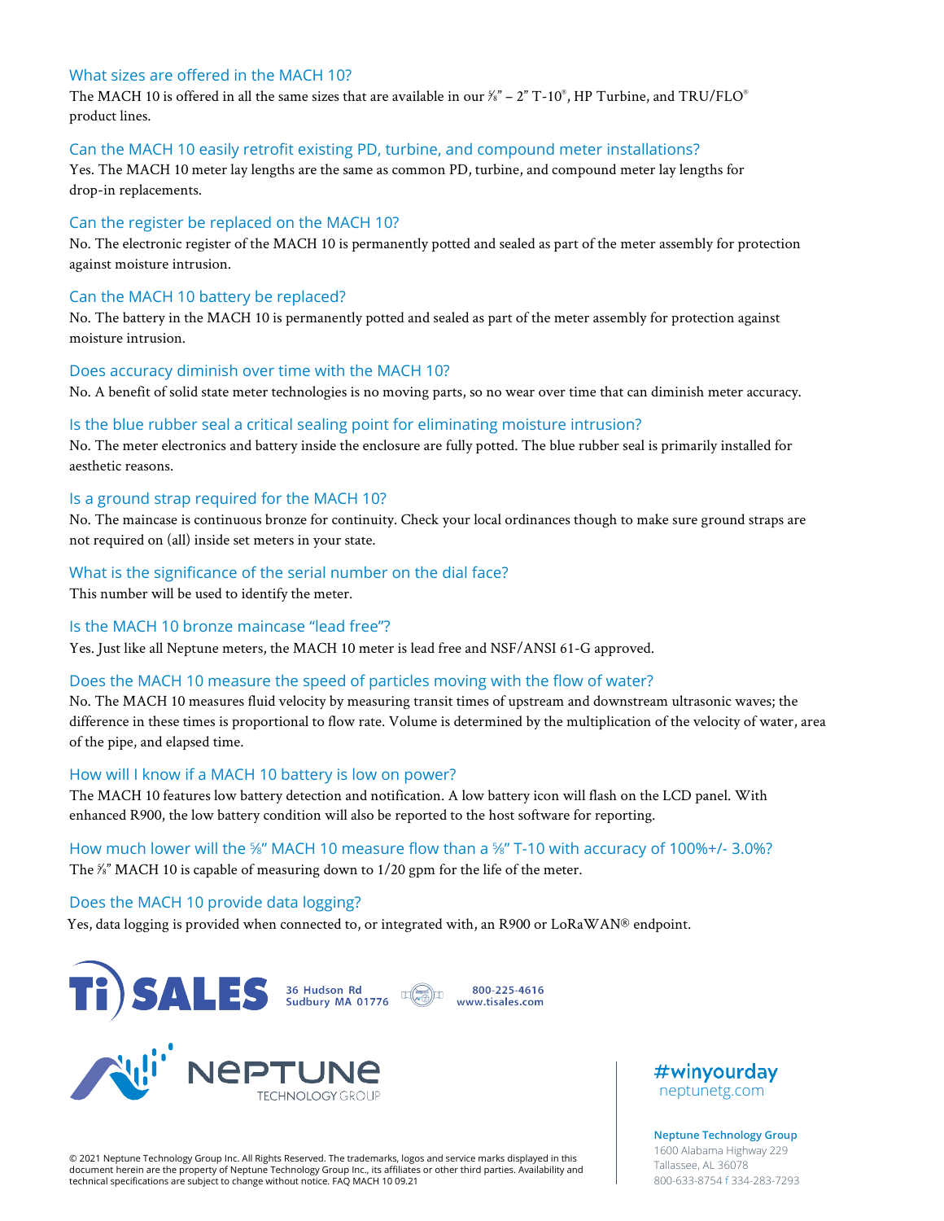### What sizes are offered in the MACH 10?

The MACH 10 is offered in all the same sizes that are available in our ⅝" – 2" T-10®, HP Turbine, and TRU/FLO® product lines.

### Can the MACH 10 easily retrofit existing PD, turbine, and compound meter installations?

Yes. The MACH 10 meter lay lengths are the same as common PD, turbine, and compound meter lay lengths for drop-in replacements.

### Can the register be replaced on the MACH 10?

No. The electronic register of the MACH 10 is permanently potted and sealed as part of the meter assembly for protection against moisture intrusion.

### Can the MACH 10 battery be replaced?

No. The battery in the MACH 10 is permanently potted and sealed as part of the meter assembly for protection against moisture intrusion.

### Does accuracy diminish over time with the MACH 10?

No. A benefit of solid state meter technologies is no moving parts, so no wear over time that can diminish meter accuracy.

### Is the blue rubber seal a critical sealing point for eliminating moisture intrusion?

No. The meter electronics and battery inside the enclosure are fully potted. The blue rubber seal is primarily installed for aesthetic reasons.

### Is a ground strap required for the MACH 10?

No. The maincase is continuous bronze for continuity. Check your local ordinances though to make sure ground straps are not required on (all) inside set meters in your state.

### What is the significance of the serial number on the dial face?

This number will be used to identify the meter.

### Is the MACH 10 bronze maincase "lead free"?

Yes. Just like all Neptune meters, the MACH 10 meter is lead free and NSF/ANSI 61-G approved.

### Does the MACH 10 measure the speed of particles moving with the flow of water?

No. The MACH 10 measures fluid velocity by measuring transit times of upstream and downstream ultrasonic waves; the difference in these times is proportional to flow rate. Volume is determined by the multiplication of the velocity of water, area of the pipe, and elapsed time.

### How will I know if a MACH 10 battery is low on power?

The MACH 10 features low battery detection and notification. A low battery icon will flash on the LCD panel. With enhanced R900, the low battery condition will also be reported to the host software for reporting.

### How much lower will the ⅝" MACH 10 measure flow than a ⅝" T-10 with accuracy of 100%+/- 3.0%?

The ⅝" MACH 10 is capable of measuring down to 1/20 gpm for the life of the meter.

### Does the MACH 10 provide data logging?

Yes, data logging is provided when connected to, or integrated with, an R900 or LoRaWAN® endpoint.

Ti SALES
36 Hudson Rd
Sudbury MA 01776
800-225-4616
www.tisales.com

NEPTUNE TECHNOLOGY GROUP

#winyourday
neptunetg.com

**Neptune Technology Group**
1600 Alabama Highway 229
Tallassee, AL 36078
800-633-8754 f 334-283-7293

© 2021 Neptune Technology Group Inc. All Rights Reserved. The trademarks, logos and service marks displayed in this document herein are the property of Neptune Technology Group Inc., its affiliates or other third parties. Availability and technical specifications are subject to change without notice. FAQ MACH 10 09.21